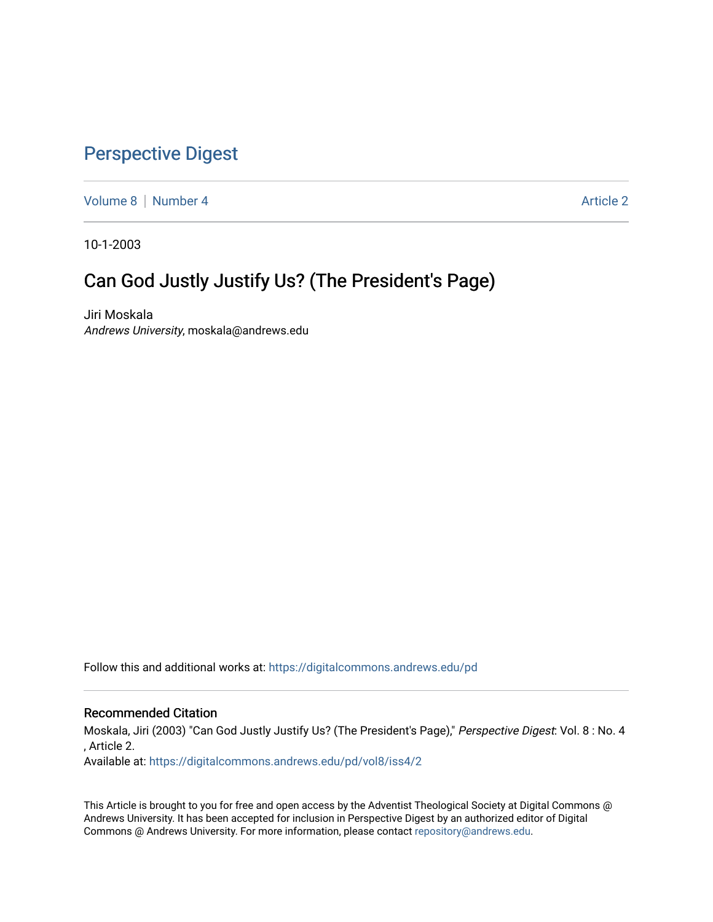# Perspective Digest

Volume 8 | Number 4 Article 2

10-1-2003

## Can God Justly Justify Us? (The President's Page)

Jiri Moskala
*Andrews University*, moskala@andrews.edu

Follow this and additional works at: https://digitalcommons.andrews.edu/pd

### Recommended Citation

Moskala, Jiri (2003) "Can God Justly Justify Us? (The President's Page)," *Perspective Digest*: Vol. 8 : No. 4 , Article 2.
Available at: https://digitalcommons.andrews.edu/pd/vol8/iss4/2

This Article is brought to you for free and open access by the Adventist Theological Society at Digital Commons @ Andrews University. It has been accepted for inclusion in Perspective Digest by an authorized editor of Digital Commons @ Andrews University. For more information, please contact repository@andrews.edu.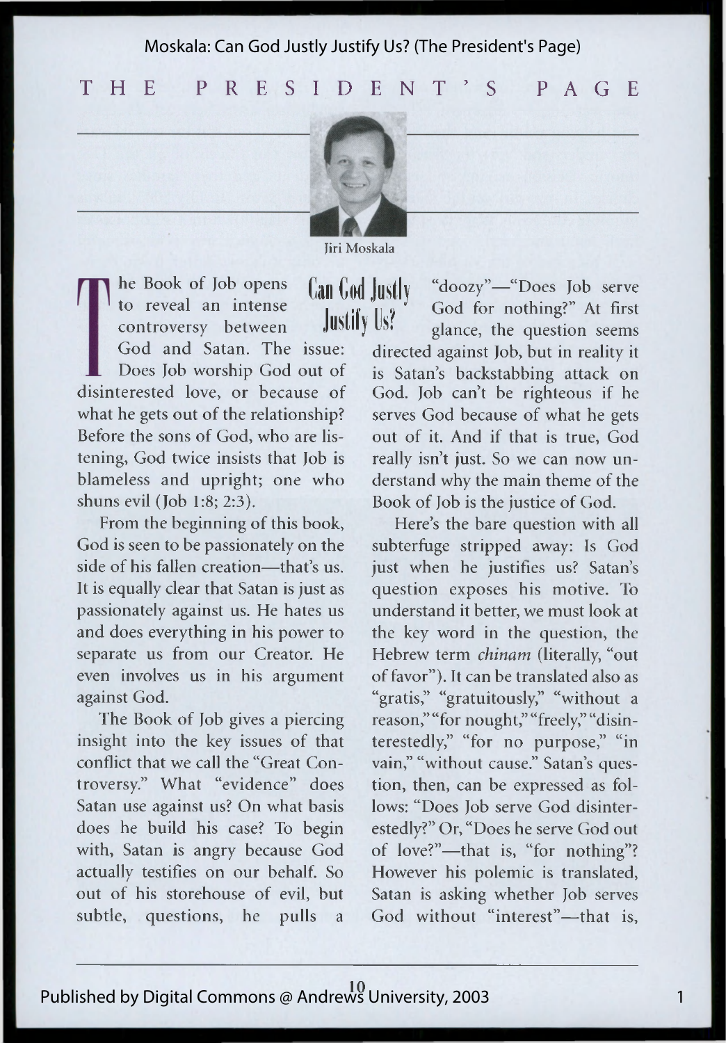# THE PRESIDENT'S PAGE

Jiri Moskala

## Can God Justly Justify Us?

The Book of Job opens to reveal an intense controversy between God and Satan. The issue: Does Job worship God out of disinterested love, or because of what he gets out of the relationship? Before the sons of God, who are listening, God twice insists that Job is blameless and upright; one who shuns evil (Job 1:8; 2:3).

From the beginning of this book, God is seen to be passionately on the side of his fallen creation—that's us. It is equally clear that Satan is just as passionately against us. He hates us and does everything in his power to separate us from our Creator. He even involves us in his argument against God.

The Book of Job gives a piercing insight into the key issues of that conflict that we call the "Great Controversy." What "evidence" does Satan use against us? On what basis does he build his case? To begin with, Satan is angry because God actually testifies on our behalf. So out of his storehouse of evil, but subtle, questions, he pulls a "doozy"—"Does Job serve God for nothing?" At first glance, the question seems directed against Job, but in reality it is Satan's backstabbing attack on God. Job can't be righteous if he serves God because of what he gets out of it. And if that is true, God really isn't just. So we can now understand why the main theme of the Book of Job is the justice of God.

Here's the bare question with all subterfuge stripped away: Is God just when he justifies us? Satan's question exposes his motive. To understand it better, we must look at the key word in the question, the Hebrew term *chinam* (literally, "out of favor"). It can be translated also as "gratis," "gratuitously," "without a reason," "for nought," "freely," "disinterestedly," "for no purpose," "in vain," "without cause." Satan's question, then, can be expressed as follows: "Does Job serve God disinterestedly?" Or, "Does he serve God out of love?"—that is, "for nothing"? However his polemic is translated, Satan is asking whether Job serves God without "interest"—that is,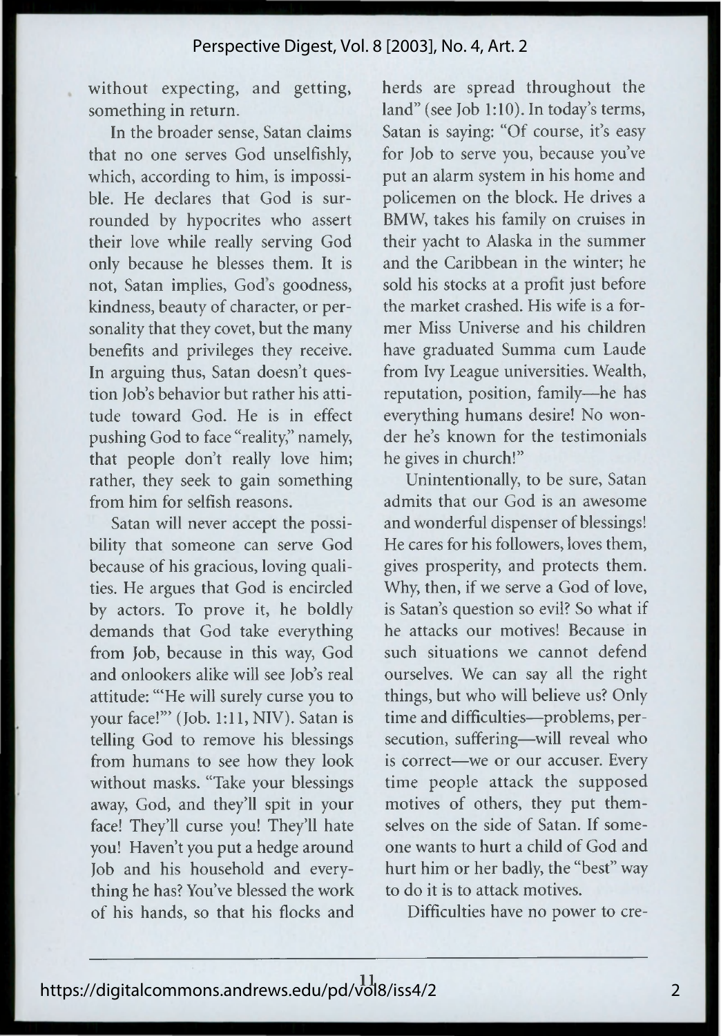without expecting, and getting, something in return.

In the broader sense, Satan claims that no one serves God unselfishly, which, according to him, is impossible. He declares that God is surrounded by hypocrites who assert their love while really serving God only because he blesses them. It is not, Satan implies, God's goodness, kindness, beauty of character, or personality that they covet, but the many benefits and privileges they receive. In arguing thus, Satan doesn't question Job's behavior but rather his attitude toward God. He is in effect pushing God to face "reality," namely, that people don't really love him; rather, they seek to gain something from him for selfish reasons.

Satan will never accept the possibility that someone can serve God because of his gracious, loving qualities. He argues that God is encircled by actors. To prove it, he boldly demands that God take everything from Job, because in this way, God and onlookers alike will see Job's real attitude: "'He will surely curse you to your face!'" (Job. 1:11, NIV). Satan is telling God to remove his blessings from humans to see how they look without masks. "Take your blessings away, God, and they'll spit in your face! They'll curse you! They'll hate you! Haven't you put a hedge around Job and his household and everything he has? You've blessed the work of his hands, so that his flocks and herds are spread throughout the land" (see Job 1:10). In today's terms, Satan is saying: "Of course, it's easy for Job to serve you, because you've put an alarm system in his home and policemen on the block. He drives a BMW, takes his family on cruises in their yacht to Alaska in the summer and the Caribbean in the winter; he sold his stocks at a profit just before the market crashed. His wife is a former Miss Universe and his children have graduated Summa cum Laude from Ivy League universities. Wealth, reputation, position, family—he has everything humans desire! No wonder he's known for the testimonials he gives in church!"

Unintentionally, to be sure, Satan admits that our God is an awesome and wonderful dispenser of blessings! He cares for his followers, loves them, gives prosperity, and protects them. Why, then, if we serve a God of love, is Satan's question so evil? So what if he attacks our motives! Because in such situations we cannot defend ourselves. We can say all the right things, but who will believe us? Only time and difficulties—problems, persecution, suffering—will reveal who is correct—we or our accuser. Every time people attack the supposed motives of others, they put themselves on the side of Satan. If someone wants to hurt a child of God and hurt him or her badly, the "best" way to do it is to attack motives.

Difficulties have no power to cre-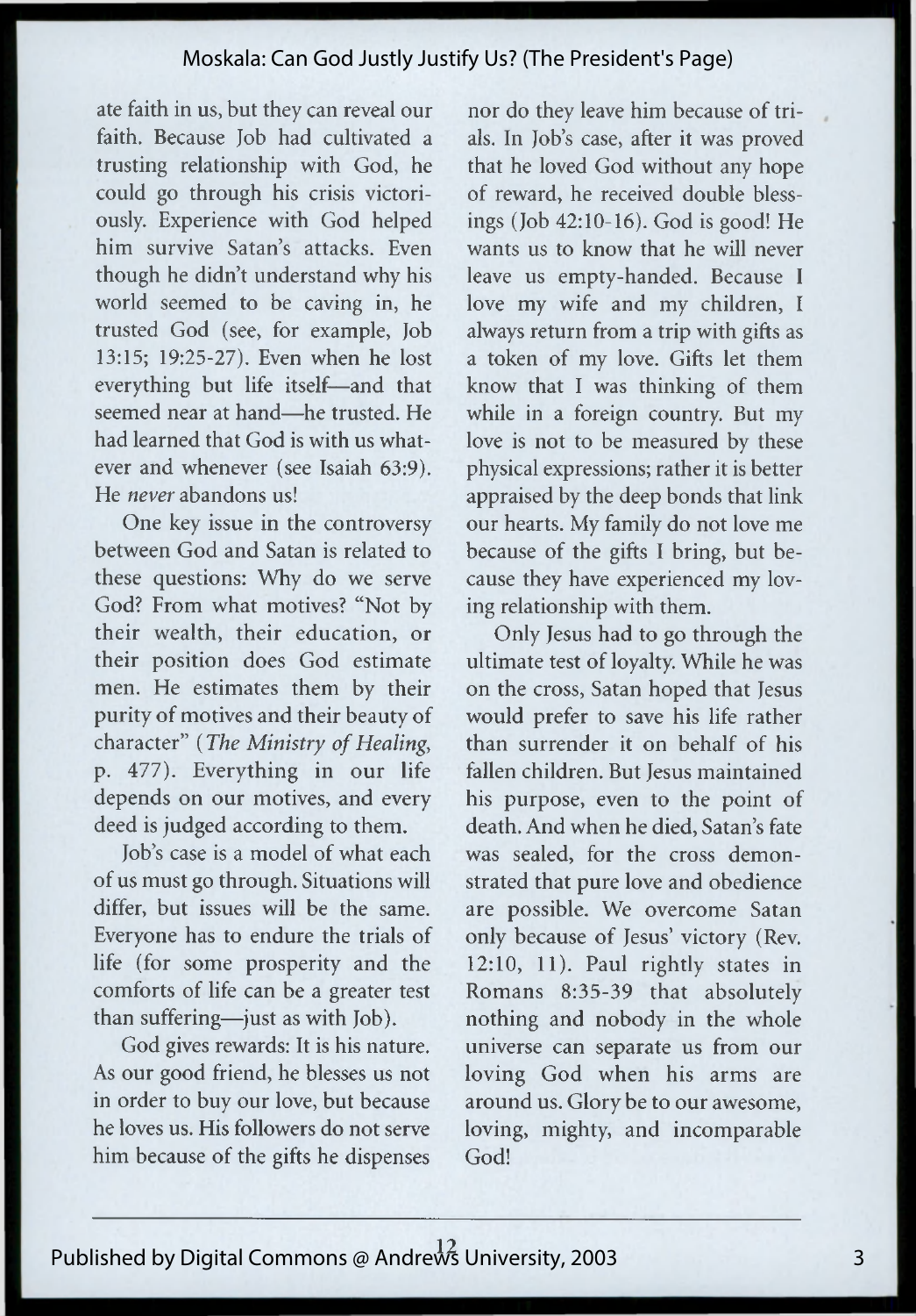ate faith in us, but they can reveal our faith. Because Job had cultivated a trusting relationship with God, he could go through his crisis victoriously. Experience with God helped him survive Satan's attacks. Even though he didn't understand why his world seemed to be caving in, he trusted God (see, for example, Job 13:15; 19:25-27). Even when he lost everything but life itself—and that seemed near at hand—he trusted. He had learned that God is with us whatever and whenever (see Isaiah 63:9). He *never* abandons us!

One key issue in the controversy between God and Satan is related to these questions: Why do we serve God? From what motives? "Not by their wealth, their education, or their position does God estimate men. He estimates them by their purity of motives and their beauty of character" (*The Ministry of Healing*, p. 477). Everything in our life depends on our motives, and every deed is judged according to them.

Job's case is a model of what each of us must go through. Situations will differ, but issues will be the same. Everyone has to endure the trials of life (for some prosperity and the comforts of life can be a greater test than suffering—just as with Job).

God gives rewards: It is his nature. As our good friend, he blesses us not in order to buy our love, but because he loves us. His followers do not serve him because of the gifts he dispenses nor do they leave him because of trials. In Job's case, after it was proved that he loved God without any hope of reward, he received double blessings (Job 42:10-16). God is good! He wants us to know that he will never leave us empty-handed. Because I love my wife and my children, I always return from a trip with gifts as a token of my love. Gifts let them know that I was thinking of them while in a foreign country. But my love is not to be measured by these physical expressions; rather it is better appraised by the deep bonds that link our hearts. My family do not love me because of the gifts I bring, but because they have experienced my loving relationship with them.

Only Jesus had to go through the ultimate test of loyalty. While he was on the cross, Satan hoped that Jesus would prefer to save his life rather than surrender it on behalf of his fallen children. But Jesus maintained his purpose, even to the point of death. And when he died, Satan's fate was sealed, for the cross demonstrated that pure love and obedience are possible. We overcome Satan only because of Jesus' victory (Rev. 12:10, 11). Paul rightly states in Romans 8:35-39 that absolutely nothing and nobody in the whole universe can separate us from our loving God when his arms are around us. Glory be to our awesome, loving, mighty, and incomparable God!